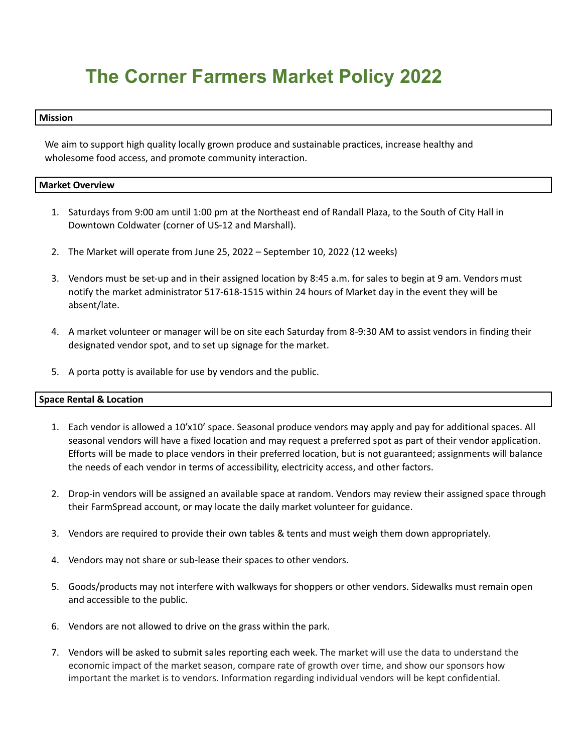# The Corner Farmers Market Policy 2022

## Mission

We aim to support high quality locally grown produce and sustainable practices, increase healthy and wholesome food access, and promote community interaction.

## Market Overview

1. Saturdays from 9:00 am until 1:00 pm at the Northeast end of Randall Plaza, to the South of City Hall in Downtown Coldwater (corner of US-12 and Marshall).

2. The Market will operate from June 25, 2022 – September 10, 2022 (12 weeks)

3. Vendors must be set-up and in their assigned location by 8:45 a.m. for sales to begin at 9 am. Vendors must notify the market administrator 517-618-1515 within 24 hours of Market day in the event they will be absent/late.

4. A market volunteer or manager will be on site each Saturday from 8-9:30 AM to assist vendors in finding their designated vendor spot, and to set up signage for the market.

5. A porta potty is available for use by vendors and the public.

## Space Rental & Location

1. Each vendor is allowed a 10'x10' space. Seasonal produce vendors may apply and pay for additional spaces. All seasonal vendors will have a fixed location and may request a preferred spot as part of their vendor application. Efforts will be made to place vendors in their preferred location, but is not guaranteed; assignments will balance the needs of each vendor in terms of accessibility, electricity access, and other factors.

2. Drop-in vendors will be assigned an available space at random. Vendors may review their assigned space through their FarmSpread account, or may locate the daily market volunteer for guidance.

3. Vendors are required to provide their own tables & tents and must weigh them down appropriately.

4. Vendors may not share or sub-lease their spaces to other vendors.

5. Goods/products may not interfere with walkways for shoppers or other vendors. Sidewalks must remain open and accessible to the public.

6. Vendors are not allowed to drive on the grass within the park.

7. Vendors will be asked to submit sales reporting each week. The market will use the data to understand the economic impact of the market season, compare rate of growth over time, and show our sponsors how important the market is to vendors. Information regarding individual vendors will be kept confidential.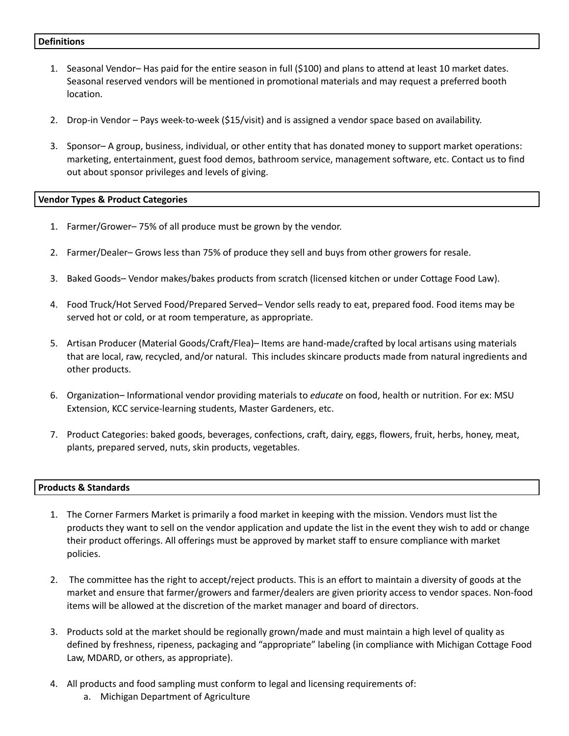## Definitions

1. Seasonal Vendor– Has paid for the entire season in full ($100) and plans to attend at least 10 market dates. Seasonal reserved vendors will be mentioned in promotional materials and may request a preferred booth location.

2. Drop-in Vendor – Pays week-to-week ($15/visit) and is assigned a vendor space based on availability.

3. Sponsor– A group, business, individual, or other entity that has donated money to support market operations: marketing, entertainment, guest food demos, bathroom service, management software, etc. Contact us to find out about sponsor privileges and levels of giving.

## Vendor Types & Product Categories

1. Farmer/Grower– 75% of all produce must be grown by the vendor.

2. Farmer/Dealer– Grows less than 75% of produce they sell and buys from other growers for resale.

3. Baked Goods– Vendor makes/bakes products from scratch (licensed kitchen or under Cottage Food Law).

4. Food Truck/Hot Served Food/Prepared Served– Vendor sells ready to eat, prepared food. Food items may be served hot or cold, or at room temperature, as appropriate.

5. Artisan Producer (Material Goods/Craft/Flea)– Items are hand-made/crafted by local artisans using materials that are local, raw, recycled, and/or natural. This includes skincare products made from natural ingredients and other products.

6. Organization– Informational vendor providing materials to *educate* on food, health or nutrition. For ex: MSU Extension, KCC service-learning students, Master Gardeners, etc.

7. Product Categories: baked goods, beverages, confections, craft, dairy, eggs, flowers, fruit, herbs, honey, meat, plants, prepared served, nuts, skin products, vegetables.

## Products & Standards

1. The Corner Farmers Market is primarily a food market in keeping with the mission. Vendors must list the products they want to sell on the vendor application and update the list in the event they wish to add or change their product offerings. All offerings must be approved by market staff to ensure compliance with market policies.

2. The committee has the right to accept/reject products. This is an effort to maintain a diversity of goods at the market and ensure that farmer/growers and farmer/dealers are given priority access to vendor spaces. Non-food items will be allowed at the discretion of the market manager and board of directors.

3. Products sold at the market should be regionally grown/made and must maintain a high level of quality as defined by freshness, ripeness, packaging and "appropriate" labeling (in compliance with Michigan Cottage Food Law, MDARD, or others, as appropriate).

4. All products and food sampling must conform to legal and licensing requirements of:
   a. Michigan Department of Agriculture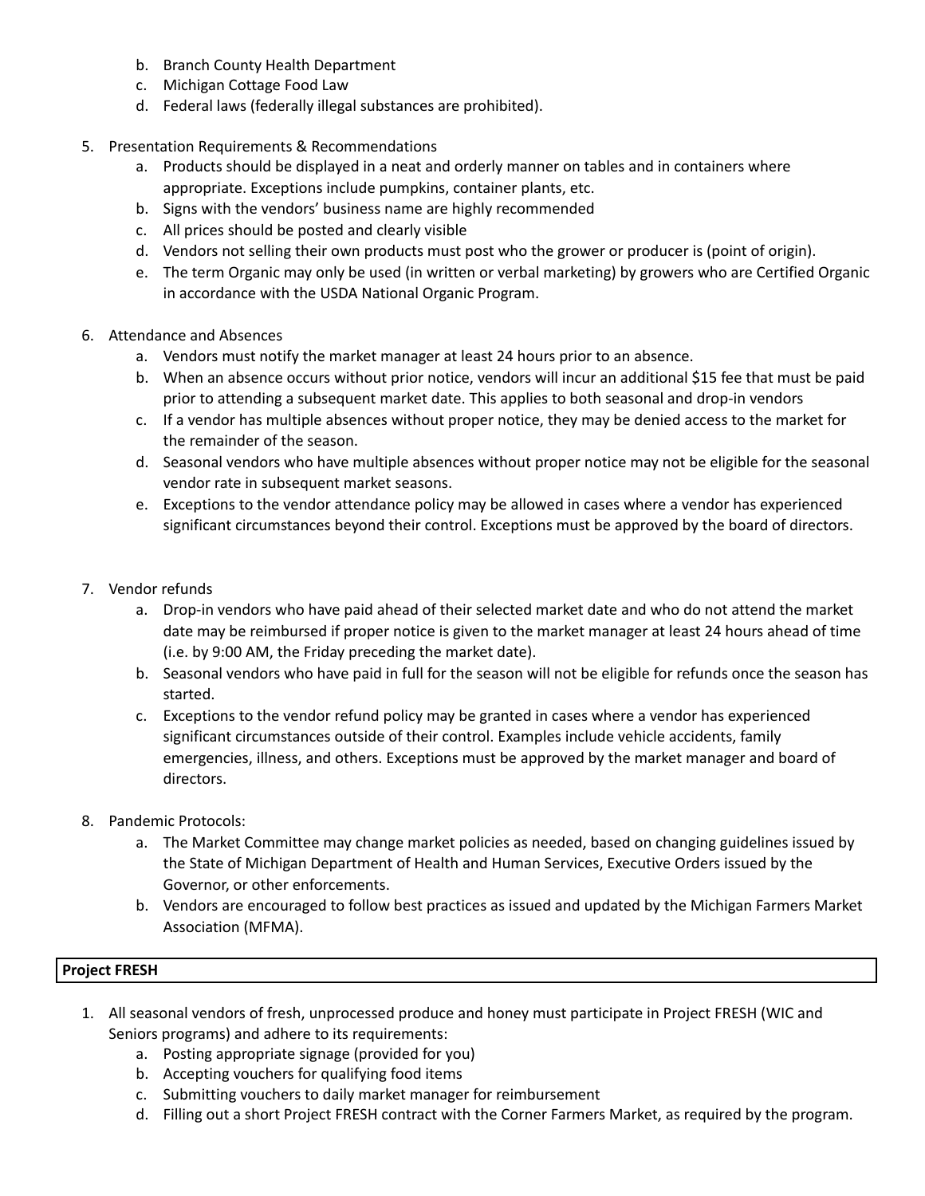b. Branch County Health Department
   c. Michigan Cottage Food Law
   d. Federal laws (federally illegal substances are prohibited).

5. Presentation Requirements & Recommendations
   a. Products should be displayed in a neat and orderly manner on tables and in containers where appropriate. Exceptions include pumpkins, container plants, etc.
   b. Signs with the vendors' business name are highly recommended
   c. All prices should be posted and clearly visible
   d. Vendors not selling their own products must post who the grower or producer is (point of origin).
   e. The term Organic may only be used (in written or verbal marketing) by growers who are Certified Organic in accordance with the USDA National Organic Program.

6. Attendance and Absences
   a. Vendors must notify the market manager at least 24 hours prior to an absence.
   b. When an absence occurs without prior notice, vendors will incur an additional $15 fee that must be paid prior to attending a subsequent market date. This applies to both seasonal and drop-in vendors
   c. If a vendor has multiple absences without proper notice, they may be denied access to the market for the remainder of the season.
   d. Seasonal vendors who have multiple absences without proper notice may not be eligible for the seasonal vendor rate in subsequent market seasons.
   e. Exceptions to the vendor attendance policy may be allowed in cases where a vendor has experienced significant circumstances beyond their control. Exceptions must be approved by the board of directors.

7. Vendor refunds
   a. Drop-in vendors who have paid ahead of their selected market date and who do not attend the market date may be reimbursed if proper notice is given to the market manager at least 24 hours ahead of time (i.e. by 9:00 AM, the Friday preceding the market date).
   b. Seasonal vendors who have paid in full for the season will not be eligible for refunds once the season has started.
   c. Exceptions to the vendor refund policy may be granted in cases where a vendor has experienced significant circumstances outside of their control. Examples include vehicle accidents, family emergencies, illness, and others. Exceptions must be approved by the market manager and board of directors.

8. Pandemic Protocols:
   a. The Market Committee may change market policies as needed, based on changing guidelines issued by the State of Michigan Department of Health and Human Services, Executive Orders issued by the Governor, or other enforcements.
   b. Vendors are encouraged to follow best practices as issued and updated by the Michigan Farmers Market Association (MFMA).

**Project FRESH**

1. All seasonal vendors of fresh, unprocessed produce and honey must participate in Project FRESH (WIC and Seniors programs) and adhere to its requirements:
   a. Posting appropriate signage (provided for you)
   b. Accepting vouchers for qualifying food items
   c. Submitting vouchers to daily market manager for reimbursement
   d. Filling out a short Project FRESH contract with the Corner Farmers Market, as required by the program.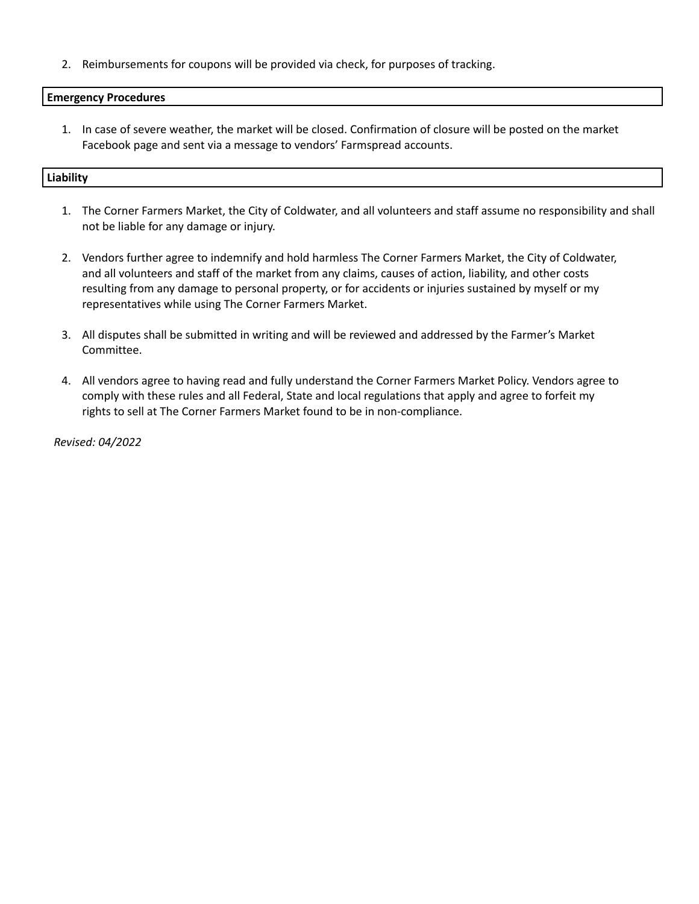2. Reimbursements for coupons will be provided via check, for purposes of tracking.

## Emergency Procedures

1. In case of severe weather, the market will be closed. Confirmation of closure will be posted on the market Facebook page and sent via a message to vendors' Farmspread accounts.

## Liability

1. The Corner Farmers Market, the City of Coldwater, and all volunteers and staff assume no responsibility and shall not be liable for any damage or injury.

2. Vendors further agree to indemnify and hold harmless The Corner Farmers Market, the City of Coldwater, and all volunteers and staff of the market from any claims, causes of action, liability, and other costs resulting from any damage to personal property, or for accidents or injuries sustained by myself or my representatives while using The Corner Farmers Market.

3. All disputes shall be submitted in writing and will be reviewed and addressed by the Farmer's Market Committee.

4. All vendors agree to having read and fully understand the Corner Farmers Market Policy. Vendors agree to comply with these rules and all Federal, State and local regulations that apply and agree to forfeit my rights to sell at The Corner Farmers Market found to be in non-compliance.

*Revised: 04/2022*